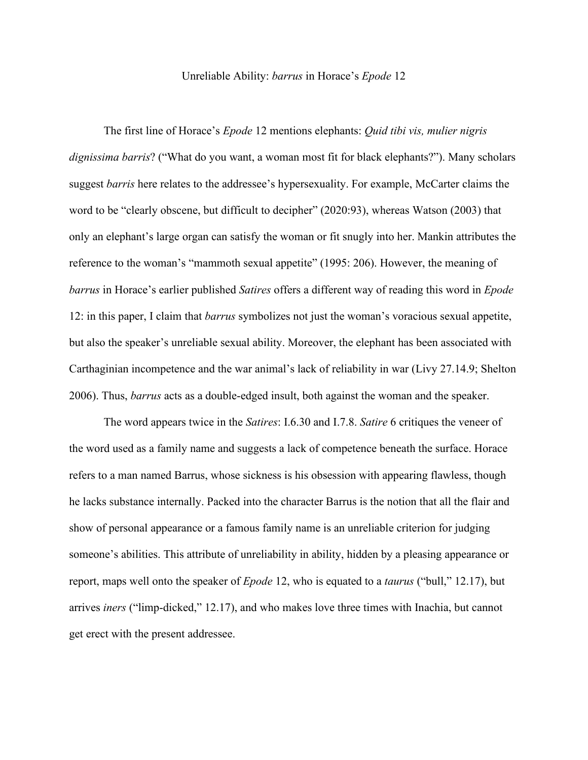# Unreliable Ability: *barrus* in Horace's *Epode* 12

The first line of Horace's *Epode* 12 mentions elephants: *Quid tibi vis, mulier nigris dignissima barris*? ("What do you want, a woman most fit for black elephants?"). Many scholars suggest *barris* here relates to the addressee's hypersexuality. For example, McCarter claims the word to be "clearly obscene, but difficult to decipher" (2020:93), whereas Watson (2003) that only an elephant's large organ can satisfy the woman or fit snugly into her. Mankin attributes the reference to the woman's "mammoth sexual appetite" (1995: 206). However, the meaning of *barrus* in Horace's earlier published *Satires* offers a different way of reading this word in *Epode* 12: in this paper, I claim that *barrus* symbolizes not just the woman's voracious sexual appetite, but also the speaker's unreliable sexual ability. Moreover, the elephant has been associated with Carthaginian incompetence and the war animal's lack of reliability in war (Livy 27.14.9; Shelton 2006). Thus, *barrus* acts as a double-edged insult, both against the woman and the speaker.

The word appears twice in the *Satires*: I.6.30 and I.7.8. *Satire* 6 critiques the veneer of the word used as a family name and suggests a lack of competence beneath the surface. Horace refers to a man named Barrus, whose sickness is his obsession with appearing flawless, though he lacks substance internally. Packed into the character Barrus is the notion that all the flair and show of personal appearance or a famous family name is an unreliable criterion for judging someone's abilities. This attribute of unreliability in ability, hidden by a pleasing appearance or report, maps well onto the speaker of *Epode* 12, who is equated to a *taurus* ("bull," 12.17), but arrives *iners* ("limp-dicked," 12.17), and who makes love three times with Inachia, but cannot get erect with the present addressee.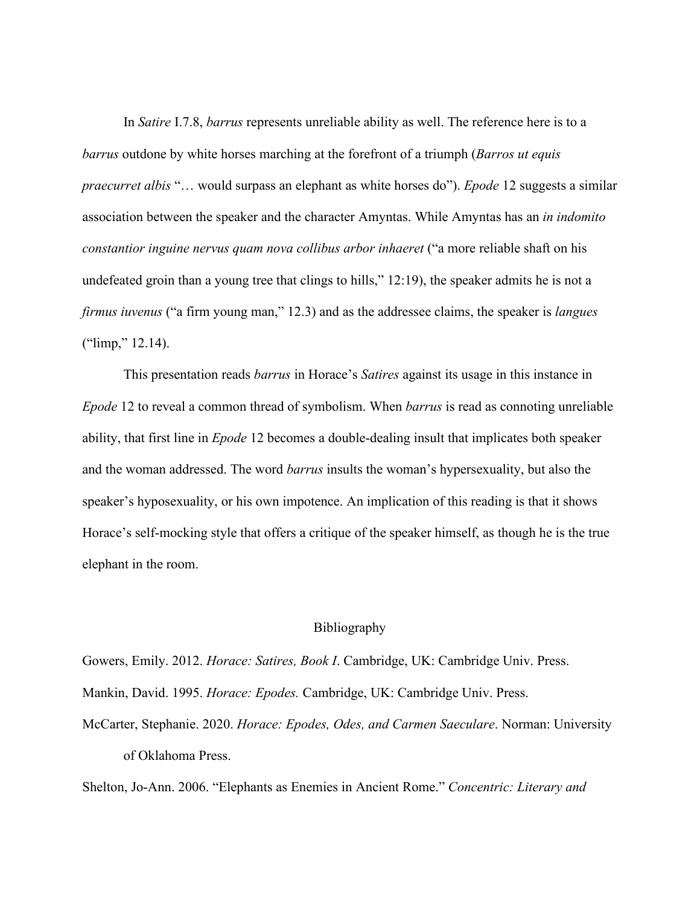In *Satire* I.7.8, *barrus* represents unreliable ability as well. The reference here is to a *barrus* outdone by white horses marching at the forefront of a triumph (*Barros ut equis praecurret albis* "… would surpass an elephant as white horses do"). *Epode* 12 suggests a similar association between the speaker and the character Amyntas. While Amyntas has an *in indomito constantior inguine nervus quam nova collibus arbor inhaeret* ("a more reliable shaft on his undefeated groin than a young tree that clings to hills," 12:19), the speaker admits he is not a *firmus iuvenus* ("a firm young man," 12.3) and as the addressee claims, the speaker is *langues* ("limp," 12.14).

This presentation reads *barrus* in Horace's *Satires* against its usage in this instance in *Epode* 12 to reveal a common thread of symbolism. When *barrus* is read as connoting unreliable ability, that first line in *Epode* 12 becomes a double-dealing insult that implicates both speaker and the woman addressed. The word *barrus* insults the woman's hypersexuality, but also the speaker's hyposexuality, or his own impotence. An implication of this reading is that it shows Horace's self-mocking style that offers a critique of the speaker himself, as though he is the true elephant in the room.

## Bibliography

Gowers, Emily. 2012. *Horace: Satires, Book I*. Cambridge, UK: Cambridge Univ. Press.

Mankin, David. 1995. *Horace: Epodes.* Cambridge, UK: Cambridge Univ. Press.

McCarter, Stephanie. 2020. *Horace: Epodes, Odes, and Carmen Saeculare*. Norman: University of Oklahoma Press.

Shelton, Jo-Ann. 2006. "Elephants as Enemies in Ancient Rome." *Concentric: Literary and*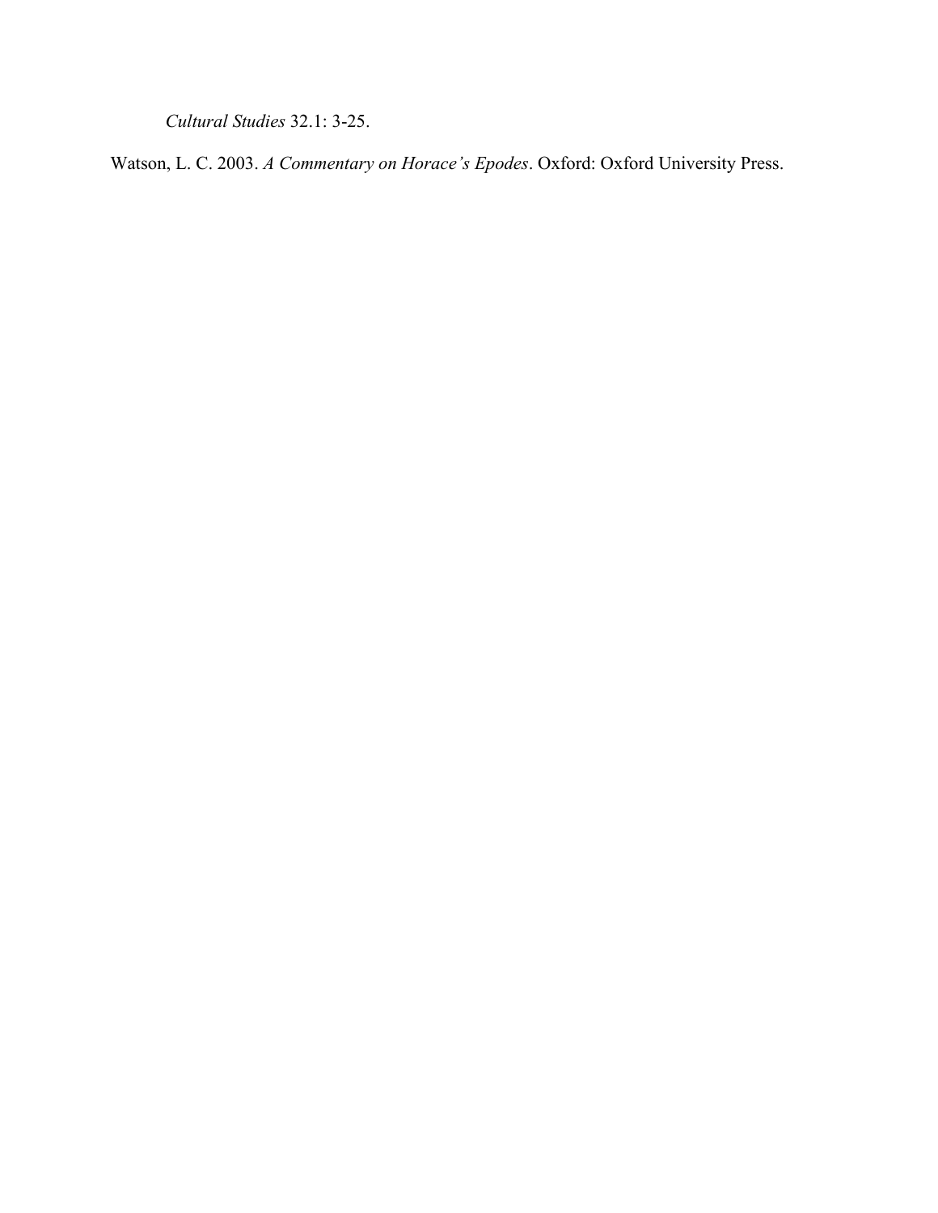*Cultural Studies* 32.1: 3-25.

Watson, L. C. 2003. *A Commentary on Horace's Epodes*. Oxford: Oxford University Press.